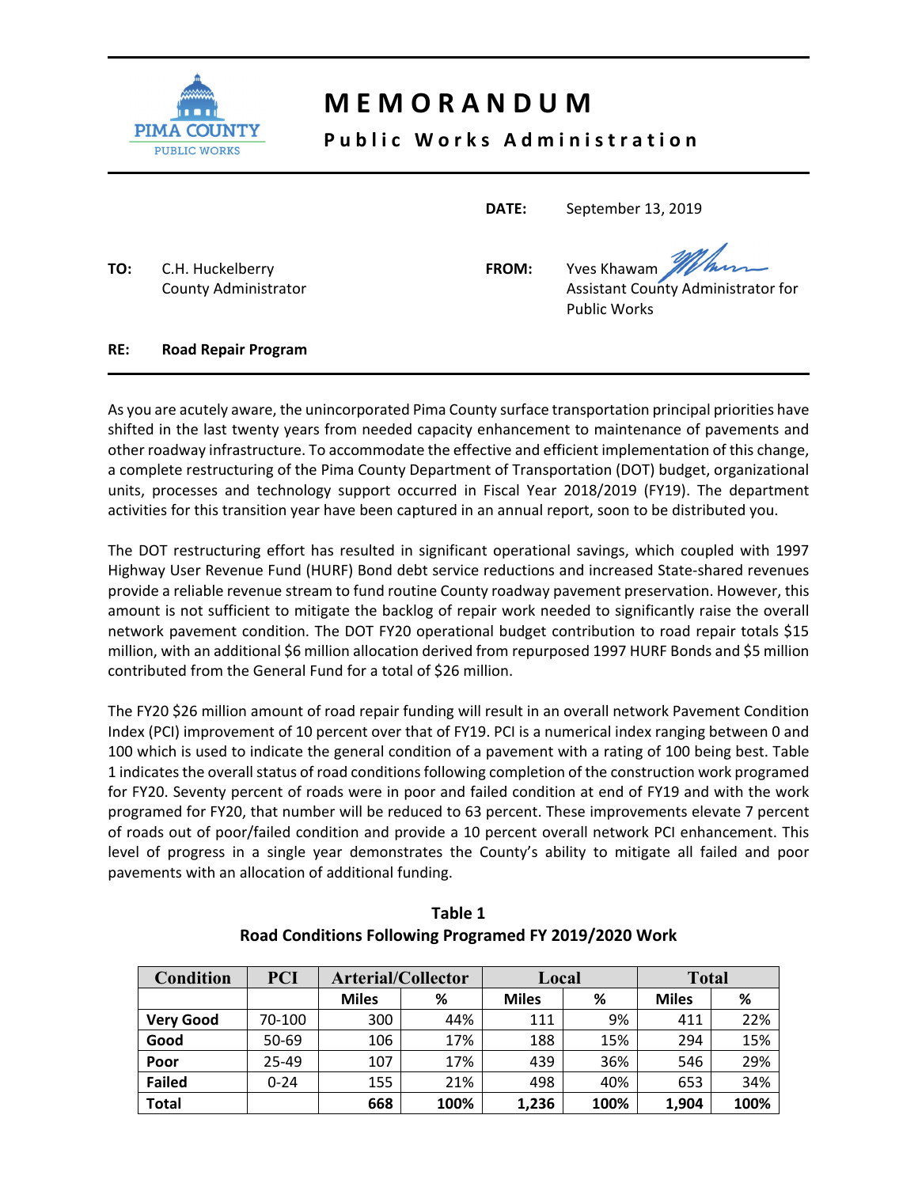# MEMORANDUM

## Public Works Administration

PIMA COUNTY PUBLIC WORKS

**DATE:** September 13, 2019

**TO:** C.H. Huckelberry
County Administrator

**FROM:** Yves Khawam
Assistant County Administrator for Public Works

**RE:** **Road Repair Program**

---

As you are acutely aware, the unincorporated Pima County surface transportation principal priorities have shifted in the last twenty years from needed capacity enhancement to maintenance of pavements and other roadway infrastructure. To accommodate the effective and efficient implementation of this change, a complete restructuring of the Pima County Department of Transportation (DOT) budget, organizational units, processes and technology support occurred in Fiscal Year 2018/2019 (FY19). The department activities for this transition year have been captured in an annual report, soon to be distributed you.

The DOT restructuring effort has resulted in significant operational savings, which coupled with 1997 Highway User Revenue Fund (HURF) Bond debt service reductions and increased State-shared revenues provide a reliable revenue stream to fund routine County roadway pavement preservation. However, this amount is not sufficient to mitigate the backlog of repair work needed to significantly raise the overall network pavement condition. The DOT FY20 operational budget contribution to road repair totals $15 million, with an additional $6 million allocation derived from repurposed 1997 HURF Bonds and $5 million contributed from the General Fund for a total of $26 million.

The FY20 $26 million amount of road repair funding will result in an overall network Pavement Condition Index (PCI) improvement of 10 percent over that of FY19. PCI is a numerical index ranging between 0 and 100 which is used to indicate the general condition of a pavement with a rating of 100 being best. Table 1 indicates the overall status of road conditions following completion of the construction work programed for FY20. Seventy percent of roads were in poor and failed condition at end of FY19 and with the work programed for FY20, that number will be reduced to 63 percent. These improvements elevate 7 percent of roads out of poor/failed condition and provide a 10 percent overall network PCI enhancement. This level of progress in a single year demonstrates the County's ability to mitigate all failed and poor pavements with an allocation of additional funding.

**Table 1**
**Road Conditions Following Programed FY 2019/2020 Work**

| Condition | PCI | Arterial/Collector | | Local | | Total | |
|---|---|---|---|---|---|---|---|
| | | Miles | % | Miles | % | Miles | % |
| **Very Good** | 70-100 | 300 | 44% | 111 | 9% | 411 | 22% |
| **Good** | 50-69 | 106 | 17% | 188 | 15% | 294 | 15% |
| **Poor** | 25-49 | 107 | 17% | 439 | 36% | 546 | 29% |
| **Failed** | 0-24 | 155 | 21% | 498 | 40% | 653 | 34% |
| **Total** | | **668** | **100%** | **1,236** | **100%** | **1,904** | **100%** |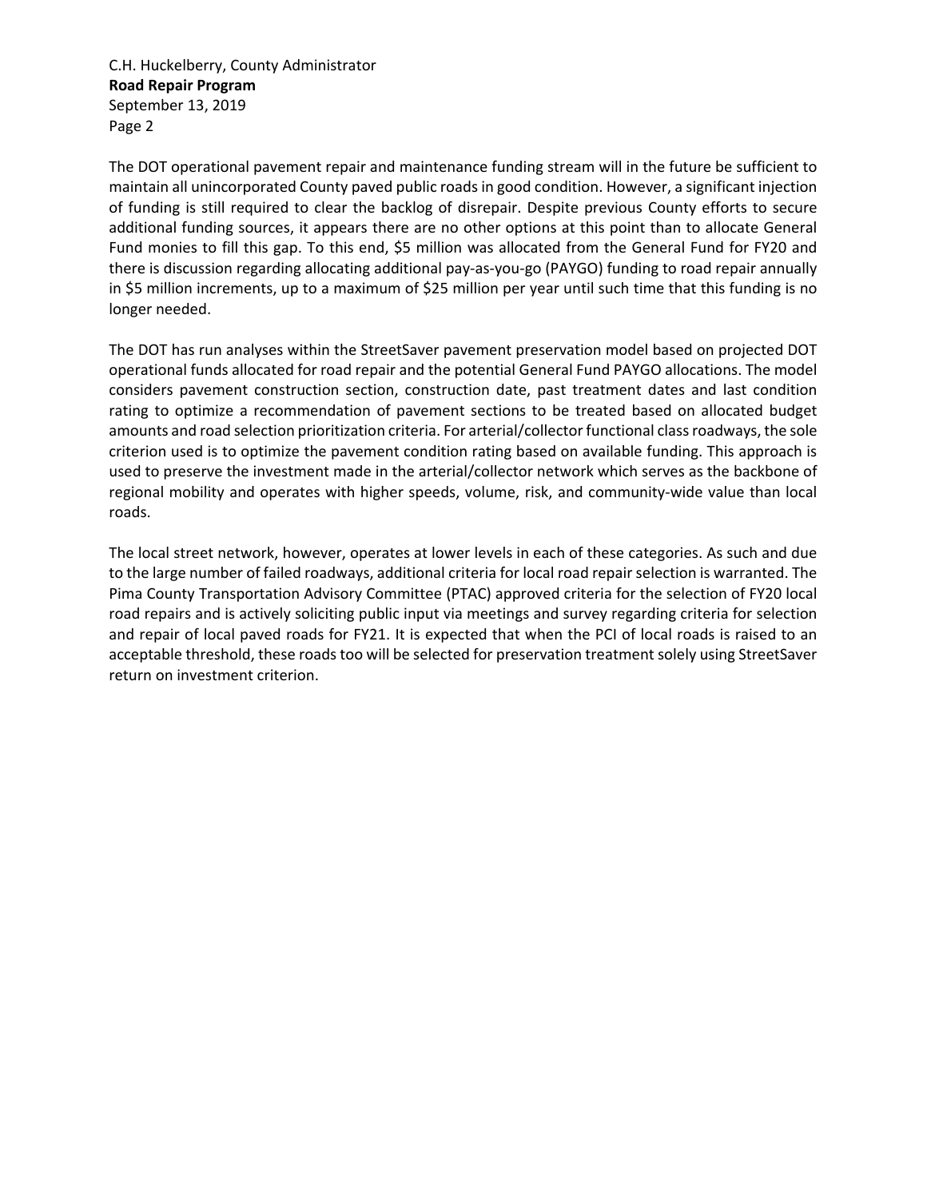The DOT operational pavement repair and maintenance funding stream will in the future be sufficient to maintain all unincorporated County paved public roads in good condition. However, a significant injection of funding is still required to clear the backlog of disrepair. Despite previous County efforts to secure additional funding sources, it appears there are no other options at this point than to allocate General Fund monies to fill this gap. To this end, $5 million was allocated from the General Fund for FY20 and there is discussion regarding allocating additional pay-as-you-go (PAYGO) funding to road repair annually in $5 million increments, up to a maximum of $25 million per year until such time that this funding is no longer needed.

The DOT has run analyses within the StreetSaver pavement preservation model based on projected DOT operational funds allocated for road repair and the potential General Fund PAYGO allocations. The model considers pavement construction section, construction date, past treatment dates and last condition rating to optimize a recommendation of pavement sections to be treated based on allocated budget amounts and road selection prioritization criteria. For arterial/collector functional class roadways, the sole criterion used is to optimize the pavement condition rating based on available funding. This approach is used to preserve the investment made in the arterial/collector network which serves as the backbone of regional mobility and operates with higher speeds, volume, risk, and community-wide value than local roads.

The local street network, however, operates at lower levels in each of these categories. As such and due to the large number of failed roadways, additional criteria for local road repair selection is warranted. The Pima County Transportation Advisory Committee (PTAC) approved criteria for the selection of FY20 local road repairs and is actively soliciting public input via meetings and survey regarding criteria for selection and repair of local paved roads for FY21. It is expected that when the PCI of local roads is raised to an acceptable threshold, these roads too will be selected for preservation treatment solely using StreetSaver return on investment criterion.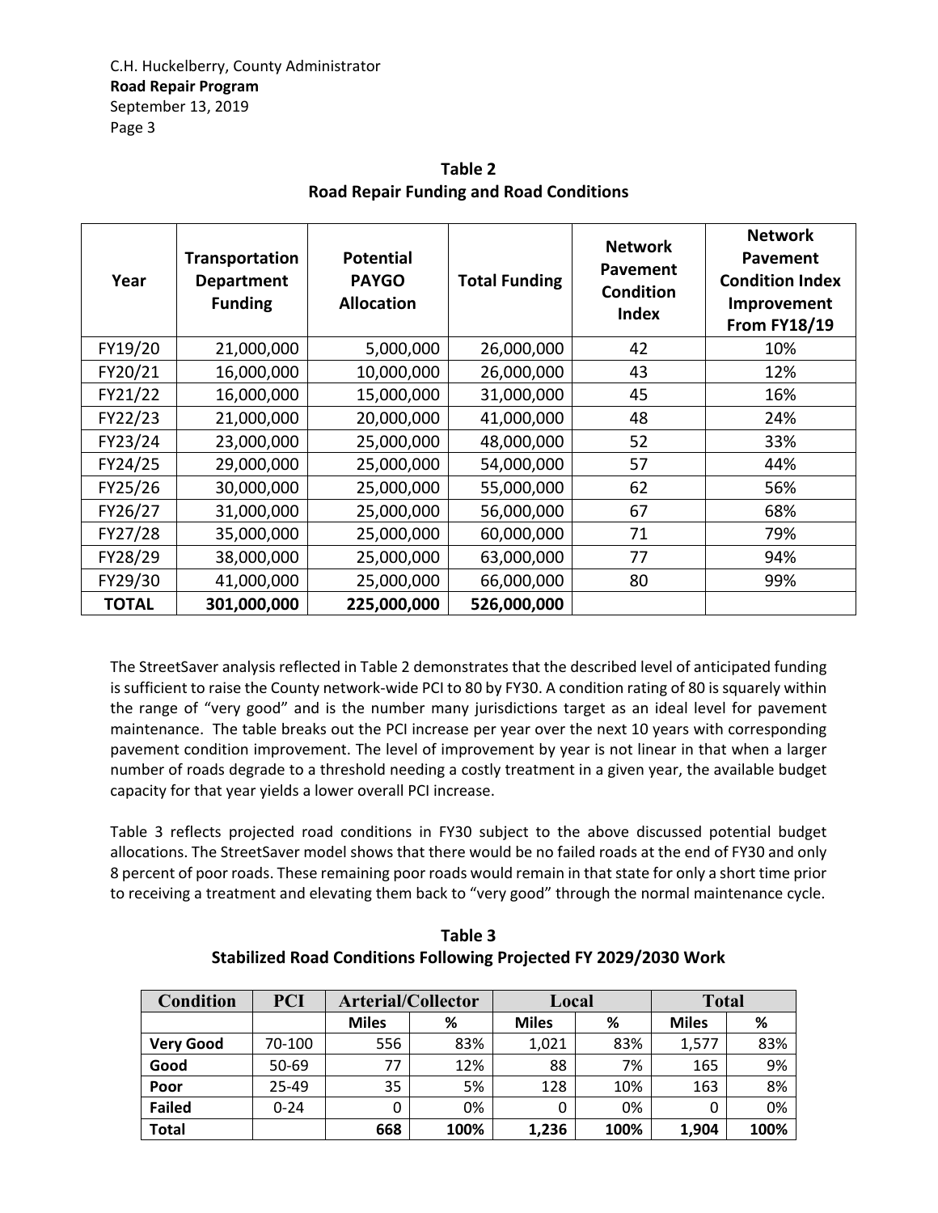**Table 2**
**Road Repair Funding and Road Conditions**

| Year | Transportation Department Funding | Potential PAYGO Allocation | Total Funding | Network Pavement Condition Index | Network Pavement Condition Index Improvement From FY18/19 |
|---|---|---|---|---|---|
| FY19/20 | 21,000,000 | 5,000,000 | 26,000,000 | 42 | 10% |
| FY20/21 | 16,000,000 | 10,000,000 | 26,000,000 | 43 | 12% |
| FY21/22 | 16,000,000 | 15,000,000 | 31,000,000 | 45 | 16% |
| FY22/23 | 21,000,000 | 20,000,000 | 41,000,000 | 48 | 24% |
| FY23/24 | 23,000,000 | 25,000,000 | 48,000,000 | 52 | 33% |
| FY24/25 | 29,000,000 | 25,000,000 | 54,000,000 | 57 | 44% |
| FY25/26 | 30,000,000 | 25,000,000 | 55,000,000 | 62 | 56% |
| FY26/27 | 31,000,000 | 25,000,000 | 56,000,000 | 67 | 68% |
| FY27/28 | 35,000,000 | 25,000,000 | 60,000,000 | 71 | 79% |
| FY28/29 | 38,000,000 | 25,000,000 | 63,000,000 | 77 | 94% |
| FY29/30 | 41,000,000 | 25,000,000 | 66,000,000 | 80 | 99% |
| **TOTAL** | **301,000,000** | **225,000,000** | **526,000,000** | | |

The StreetSaver analysis reflected in Table 2 demonstrates that the described level of anticipated funding is sufficient to raise the County network-wide PCI to 80 by FY30. A condition rating of 80 is squarely within the range of "very good" and is the number many jurisdictions target as an ideal level for pavement maintenance. The table breaks out the PCI increase per year over the next 10 years with corresponding pavement condition improvement. The level of improvement by year is not linear in that when a larger number of roads degrade to a threshold needing a costly treatment in a given year, the available budget capacity for that year yields a lower overall PCI increase.

Table 3 reflects projected road conditions in FY30 subject to the above discussed potential budget allocations. The StreetSaver model shows that there would be no failed roads at the end of FY30 and only 8 percent of poor roads. These remaining poor roads would remain in that state for only a short time prior to receiving a treatment and elevating them back to "very good" through the normal maintenance cycle.

**Table 3**
**Stabilized Road Conditions Following Projected FY 2029/2030 Work**

| Condition | PCI | Arterial/Collector | | Local | | Total | |
|---|---|---|---|---|---|---|---|
| | | Miles | % | Miles | % | Miles | % |
| **Very Good** | 70-100 | 556 | 83% | 1,021 | 83% | 1,577 | 83% |
| **Good** | 50-69 | 77 | 12% | 88 | 7% | 165 | 9% |
| **Poor** | 25-49 | 35 | 5% | 128 | 10% | 163 | 8% |
| **Failed** | 0-24 | 0 | 0% | 0 | 0% | 0 | 0% |
| **Total** | | **668** | **100%** | **1,236** | **100%** | **1,904** | **100%** |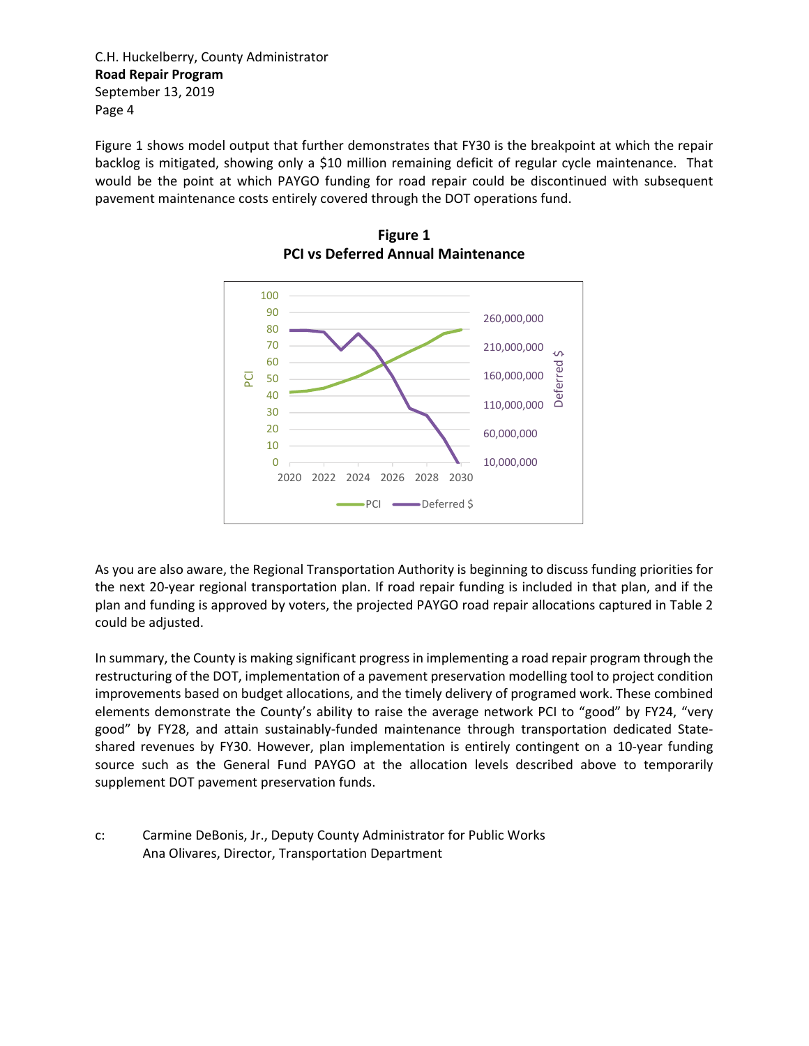Figure 1 shows model output that further demonstrates that FY30 is the breakpoint at which the repair backlog is mitigated, showing only a $10 million remaining deficit of regular cycle maintenance. That would be the point at which PAYGO funding for road repair could be discontinued with subsequent pavement maintenance costs entirely covered through the DOT operations fund.

**Figure 1**
**PCI vs Deferred Annual Maintenance**

As you are also aware, the Regional Transportation Authority is beginning to discuss funding priorities for the next 20-year regional transportation plan. If road repair funding is included in that plan, and if the plan and funding is approved by voters, the projected PAYGO road repair allocations captured in Table 2 could be adjusted.

In summary, the County is making significant progress in implementing a road repair program through the restructuring of the DOT, implementation of a pavement preservation modelling tool to project condition improvements based on budget allocations, and the timely delivery of programed work. These combined elements demonstrate the County's ability to raise the average network PCI to "good" by FY24, "very good" by FY28, and attain sustainably-funded maintenance through transportation dedicated State-shared revenues by FY30. However, plan implementation is entirely contingent on a 10-year funding source such as the General Fund PAYGO at the allocation levels described above to temporarily supplement DOT pavement preservation funds.

c: Carmine DeBonis, Jr., Deputy County Administrator for Public Works
Ana Olivares, Director, Transportation Department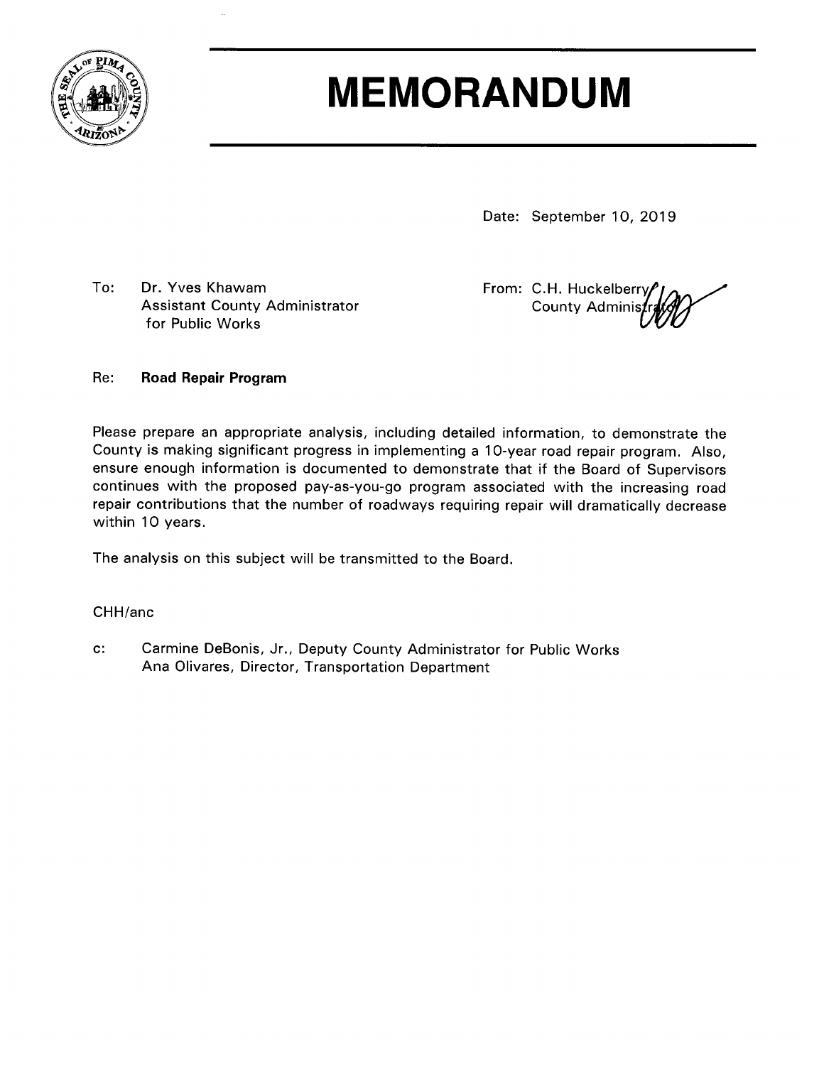# MEMORANDUM

Date: September 10, 2019

To: Dr. Yves Khawam
Assistant County Administrator
for Public Works

From: C.H. Huckelberry
County Administrator

Re: **Road Repair Program**

Please prepare an appropriate analysis, including detailed information, to demonstrate the County is making significant progress in implementing a 10-year road repair program. Also, ensure enough information is documented to demonstrate that if the Board of Supervisors continues with the proposed pay-as-you-go program associated with the increasing road repair contributions that the number of roadways requiring repair will dramatically decrease within 10 years.

The analysis on this subject will be transmitted to the Board.

CHH/anc

c: Carmine DeBonis, Jr., Deputy County Administrator for Public Works
Ana Olivares, Director, Transportation Department